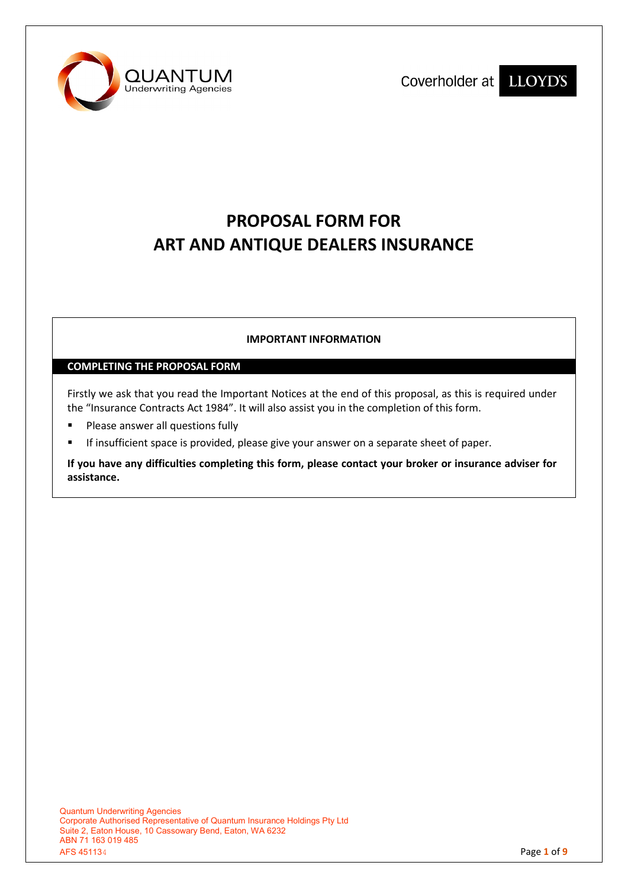QUANTUM
Underwriting Agencies

Coverholder at LLOYD'S

# PROPOSAL FORM FOR
# ART AND ANTIQUE DEALERS INSURANCE

**IMPORTANT INFORMATION**

## COMPLETING THE PROPOSAL FORM

Firstly we ask that you read the Important Notices at the end of this proposal, as this is required under the "Insurance Contracts Act 1984". It will also assist you in the completion of this form.

- Please answer all questions fully
- If insufficient space is provided, please give your answer on a separate sheet of paper.

**If you have any difficulties completing this form, please contact your broker or insurance adviser for assistance.**

Quantum Underwriting Agencies
Corporate Authorised Representative of Quantum Insurance Holdings Pty Ltd
Suite 2, Eaton House, 10 Cassowary Bend, Eaton, WA 6232
ABN 71 163 019 485
AFS 451134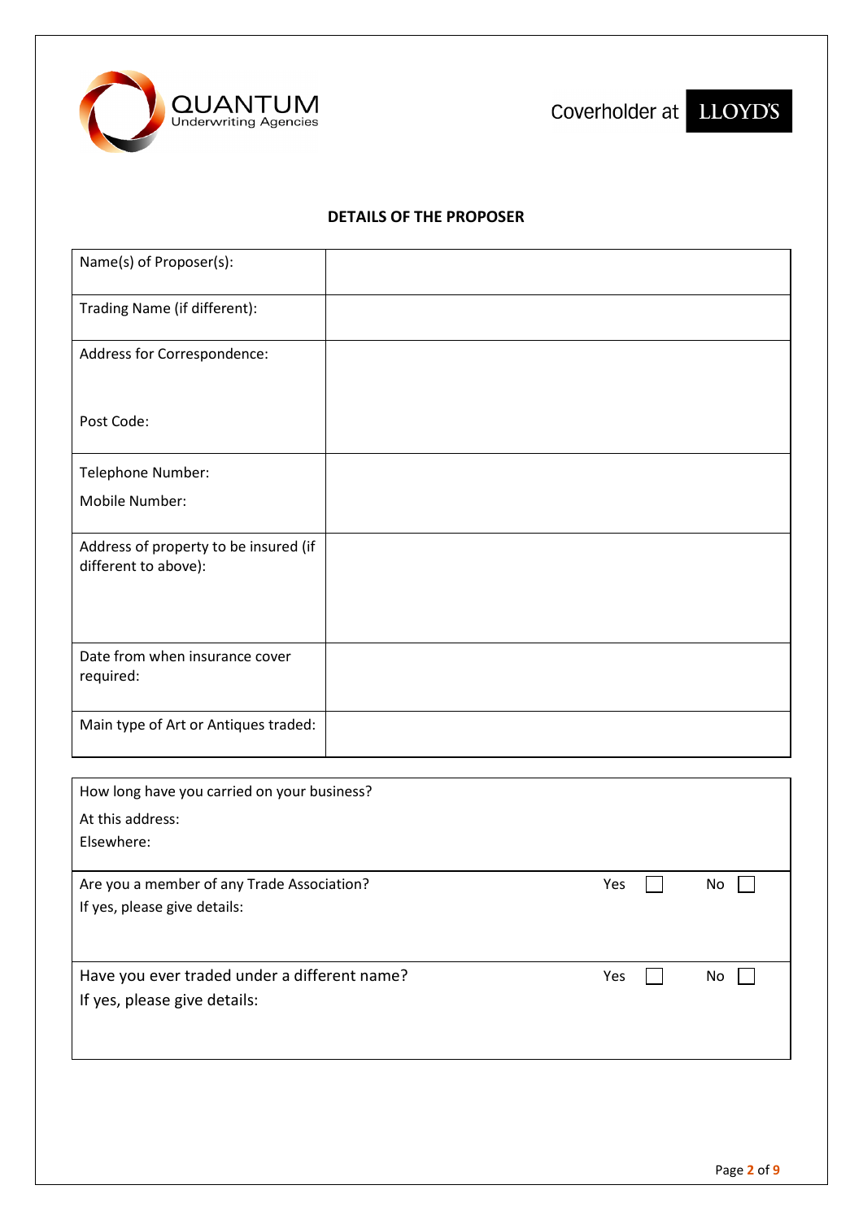QUANTUM Underwriting Agencies

Coverholder at LLOYD'S

## DETAILS OF THE PROPOSER

| Field | Response |
|---|---|
| Name(s) of Proposer(s): | |
| Trading Name (if different): | |
| Address for Correspondence:<br><br>Post Code: | |
| Telephone Number:<br>Mobile Number: | |
| Address of property to be insured (if different to above): | |
| Date from when insurance cover required: | |
| Main type of Art or Antiques traded: | |

How long have you carried on your business?

At this address:

Elsewhere:

Are you a member of any Trade Association? Yes ☐ No ☐

If yes, please give details:

Have you ever traded under a different name? Yes ☐ No ☐

If yes, please give details: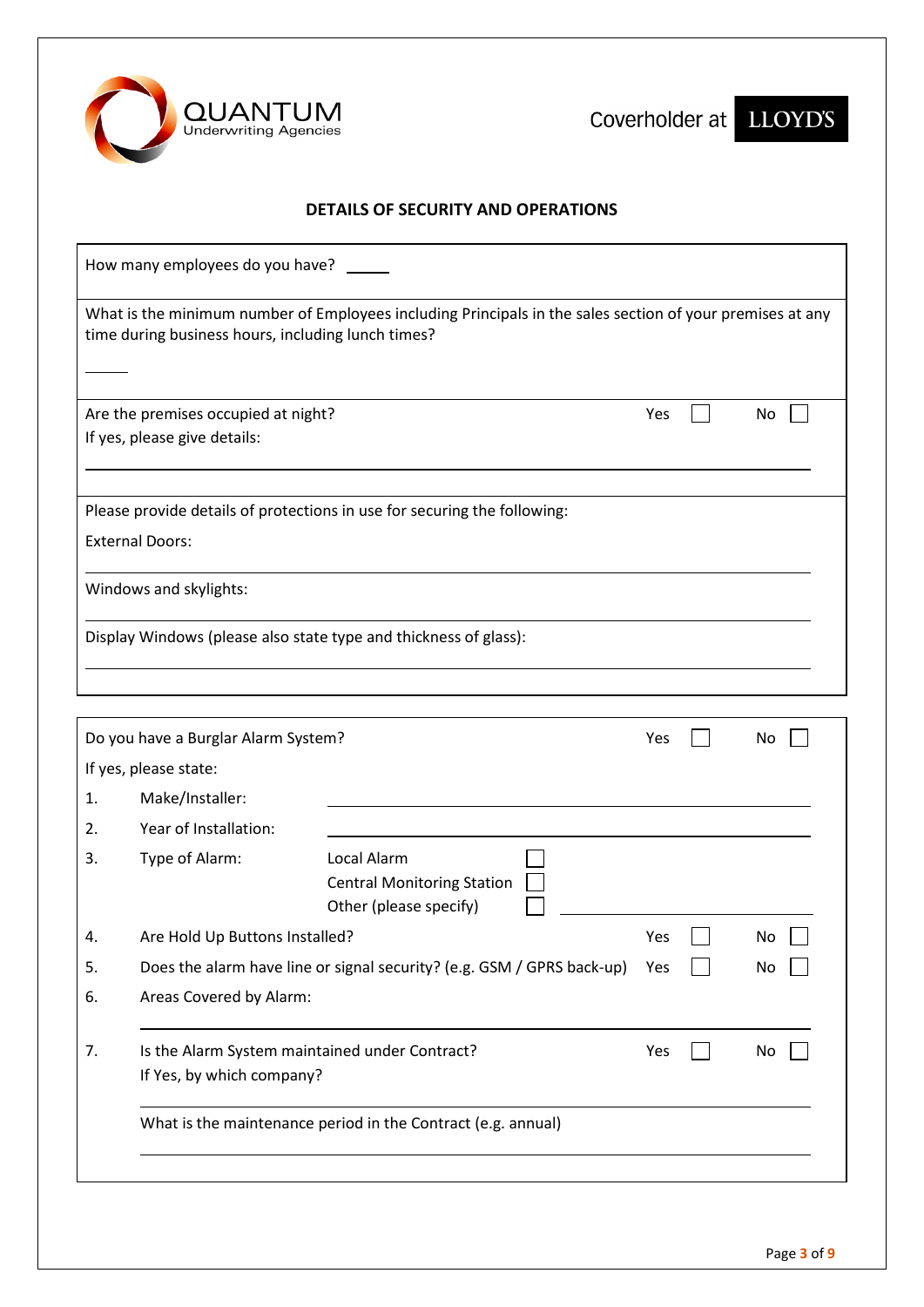QUANTUM Underwriting Agencies

Coverholder at LLOYD'S

## DETAILS OF SECURITY AND OPERATIONS

How many employees do you have? _____

What is the minimum number of Employees including Principals in the sales section of your premises at any time during business hours, including lunch times?

_____

Are the premises occupied at night? Yes ☐ No ☐

If yes, please give details:

_______________________________________________

Please provide details of protections in use for securing the following:

External Doors:

_______________________________________________

Windows and skylights:

_______________________________________________

Display Windows (please also state type and thickness of glass):

_______________________________________________

Do you have a Burglar Alarm System? Yes ☐ No ☐

If yes, please state:

1. Make/Installer: _______________________________________________
2. Year of Installation: _______________________________________________
3. Type of Alarm:
   - Local Alarm ☐
   - Central Monitoring Station ☐
   - Other (please specify) ☐ _______________________
4. Are Hold Up Buttons Installed? Yes ☐ No ☐
5. Does the alarm have line or signal security? (e.g. GSM / GPRS back-up) Yes ☐ No ☐
6. Areas Covered by Alarm:

   _______________________________________________
7. Is the Alarm System maintained under Contract? Yes ☐ No ☐

   If Yes, by which company?

   _______________________________________________

   What is the maintenance period in the Contract (e.g. annual)

   _______________________________________________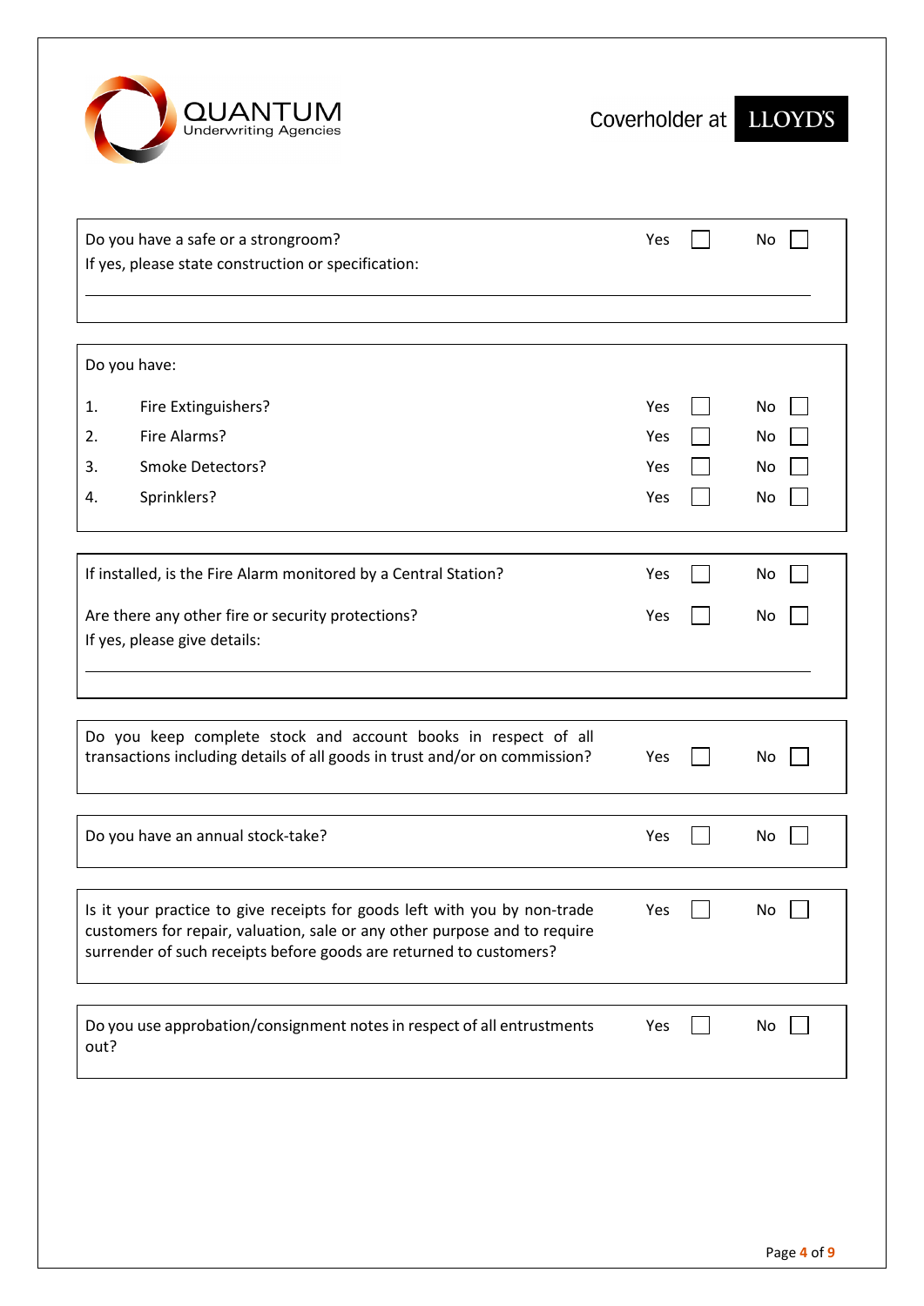Do you have a safe or a strongroom? Yes ☐ No ☐

If yes, please state construction or specification:

\_\_\_\_\_\_\_\_\_\_\_\_\_\_\_\_\_\_\_\_\_\_\_\_\_\_\_\_\_\_\_\_\_\_\_\_\_\_\_\_\_\_\_\_\_\_\_\_

Do you have:

| | | | |
|---|---|---|---|
| 1. | Fire Extinguishers? | Yes ☐ | No ☐ |
| 2. | Fire Alarms? | Yes ☐ | No ☐ |
| 3. | Smoke Detectors? | Yes ☐ | No ☐ |
| 4. | Sprinklers? | Yes ☐ | No ☐ |

If installed, is the Fire Alarm monitored by a Central Station? Yes ☐ No ☐

Are there any other fire or security protections? Yes ☐ No ☐

If yes, please give details:

\_\_\_\_\_\_\_\_\_\_\_\_\_\_\_\_\_\_\_\_\_\_\_\_\_\_\_\_\_\_\_\_\_\_\_\_\_\_\_\_\_\_\_\_\_\_\_\_

Do you keep complete stock and account books in respect of all transactions including details of all goods in trust and/or on commission? Yes ☐ No ☐

Do you have an annual stock-take? Yes ☐ No ☐

Is it your practice to give receipts for goods left with you by non-trade customers for repair, valuation, sale or any other purpose and to require surrender of such receipts before goods are returned to customers? Yes ☐ No ☐

Do you use approbation/consignment notes in respect of all entrustments out? Yes ☐ No ☐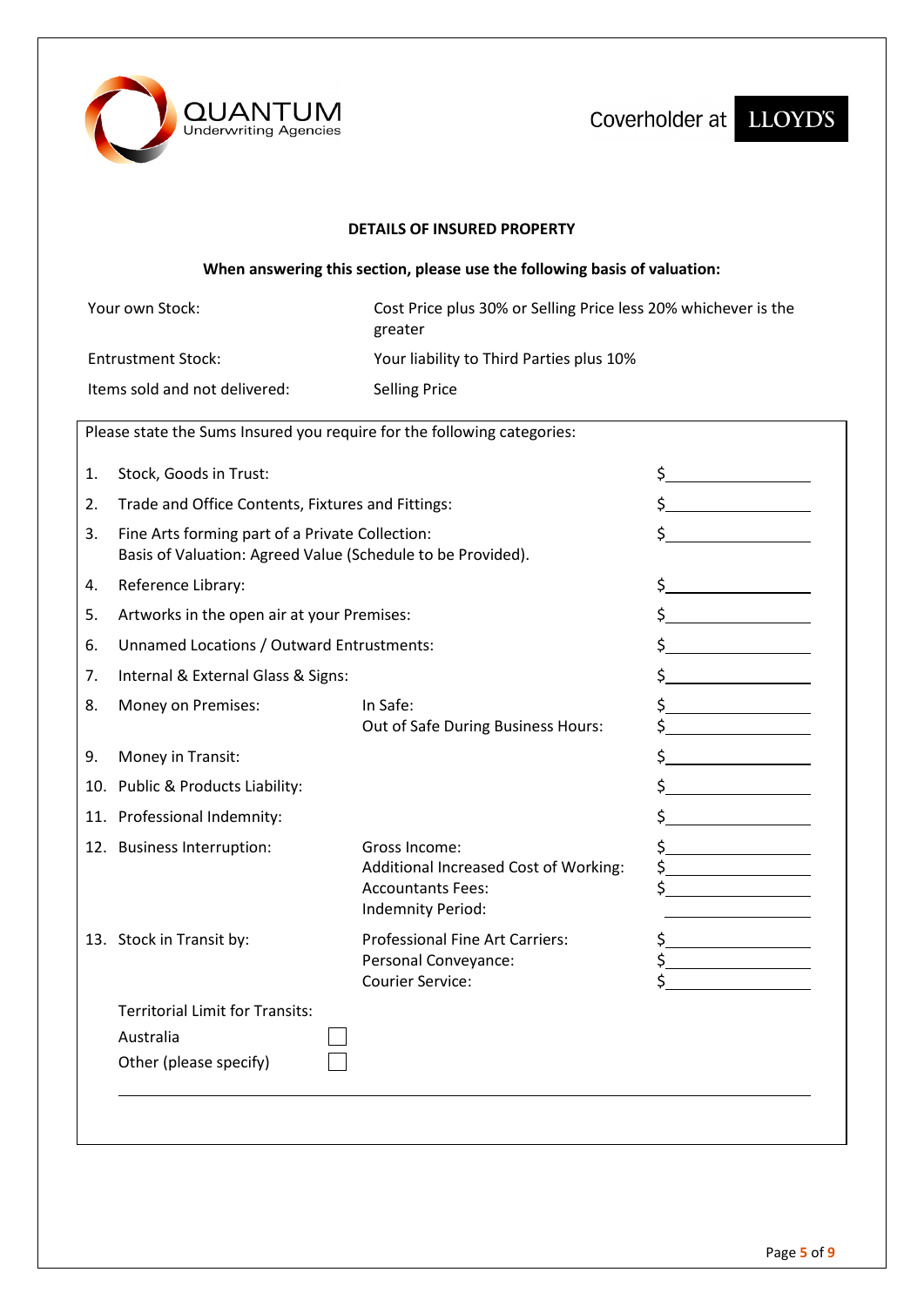QUANTUM Underwriting Agencies

Coverholder at LLOYD'S

## DETAILS OF INSURED PROPERTY

**When answering this section, please use the following basis of valuation:**

| | |
|---|---|
| Your own Stock: | Cost Price plus 30% or Selling Price less 20% whichever is the greater |
| Entrustment Stock: | Your liability to Third Parties plus 10% |
| Items sold and not delivered: | Selling Price |

Please state the Sums Insured you require for the following categories:

| | | | |
|---|---|---|---|
| 1. | Stock, Goods in Trust: | | $\_\_\_\_\_\_\_\_\_\_ |
| 2. | Trade and Office Contents, Fixtures and Fittings: | | $\_\_\_\_\_\_\_\_\_\_ |
| 3. | Fine Arts forming part of a Private Collection: Basis of Valuation: Agreed Value (Schedule to be Provided). | | $\_\_\_\_\_\_\_\_\_\_ |
| 4. | Reference Library: | | $\_\_\_\_\_\_\_\_\_\_ |
| 5. | Artworks in the open air at your Premises: | | $\_\_\_\_\_\_\_\_\_\_ |
| 6. | Unnamed Locations / Outward Entrustments: | | $\_\_\_\_\_\_\_\_\_\_ |
| 7. | Internal & External Glass & Signs: | | $\_\_\_\_\_\_\_\_\_\_ |
| 8. | Money on Premises: | In Safe: | $\_\_\_\_\_\_\_\_\_\_ |
| | | Out of Safe During Business Hours: | $\_\_\_\_\_\_\_\_\_\_ |
| 9. | Money in Transit: | | $\_\_\_\_\_\_\_\_\_\_ |
| 10. | Public & Products Liability: | | $\_\_\_\_\_\_\_\_\_\_ |
| 11. | Professional Indemnity: | | $\_\_\_\_\_\_\_\_\_\_ |
| 12. | Business Interruption: | Gross Income: | $\_\_\_\_\_\_\_\_\_\_ |
| | | Additional Increased Cost of Working: | $\_\_\_\_\_\_\_\_\_\_ |
| | | Accountants Fees: | $\_\_\_\_\_\_\_\_\_\_ |
| | | Indemnity Period: | \_\_\_\_\_\_\_\_\_\_ |
| 13. | Stock in Transit by: | Professional Fine Art Carriers: | $\_\_\_\_\_\_\_\_\_\_ |
| | | Personal Conveyance: | $\_\_\_\_\_\_\_\_\_\_ |
| | | Courier Service: | $\_\_\_\_\_\_\_\_\_\_ |

Territorial Limit for Transits:

- Australia ☐
- Other (please specify) ☐

\_\_\_\_\_\_\_\_\_\_\_\_\_\_\_\_\_\_\_\_\_\_\_\_\_\_\_\_\_\_\_\_\_\_\_\_\_\_\_\_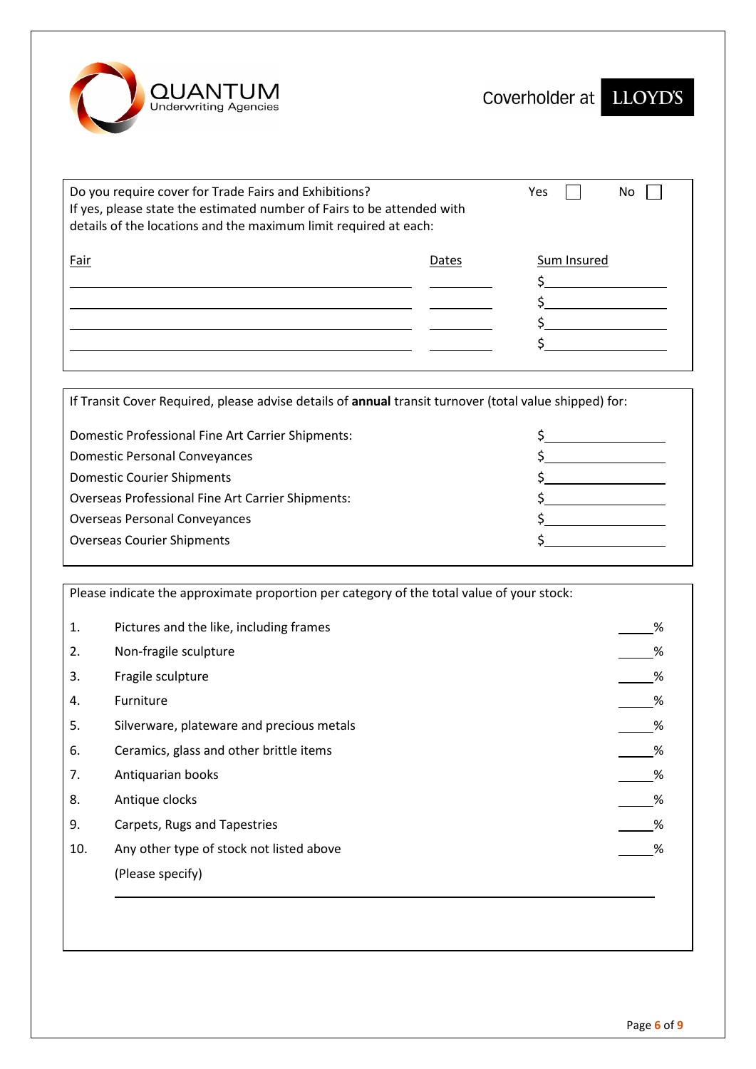QUANTUM Underwriting Agencies

Coverholder at LLOYD'S

Do you require cover for Trade Fairs and Exhibitions? Yes ☐ No ☐

If yes, please state the estimated number of Fairs to be attended with details of the locations and the maximum limit required at each:

| Fair | Dates | Sum Insured |
|---|---|---|
| | | $ |
| | | $ |
| | | $ |
| | | $ |

If Transit Cover Required, please advise details of **annual** transit turnover (total value shipped) for:

| | |
|---|---|
| Domestic Professional Fine Art Carrier Shipments: | $ |
| Domestic Personal Conveyances | $ |
| Domestic Courier Shipments | $ |
| Overseas Professional Fine Art Carrier Shipments: | $ |
| Overseas Personal Conveyances | $ |
| Overseas Courier Shipments | $ |

Please indicate the approximate proportion per category of the total value of your stock:

| | | |
|---|---|---|
| 1. | Pictures and the like, including frames | % |
| 2. | Non-fragile sculpture | % |
| 3. | Fragile sculpture | % |
| 4. | Furniture | % |
| 5. | Silverware, plateware and precious metals | % |
| 6. | Ceramics, glass and other brittle items | % |
| 7. | Antiquarian books | % |
| 8. | Antique clocks | % |
| 9. | Carpets, Rugs and Tapestries | % |
| 10. | Any other type of stock not listed above (Please specify) | % |

\_\_\_\_\_\_\_\_\_\_\_\_\_\_\_\_\_\_\_\_\_\_\_\_\_\_\_\_\_\_\_\_\_\_\_\_\_\_\_\_\_\_\_\_\_\_\_\_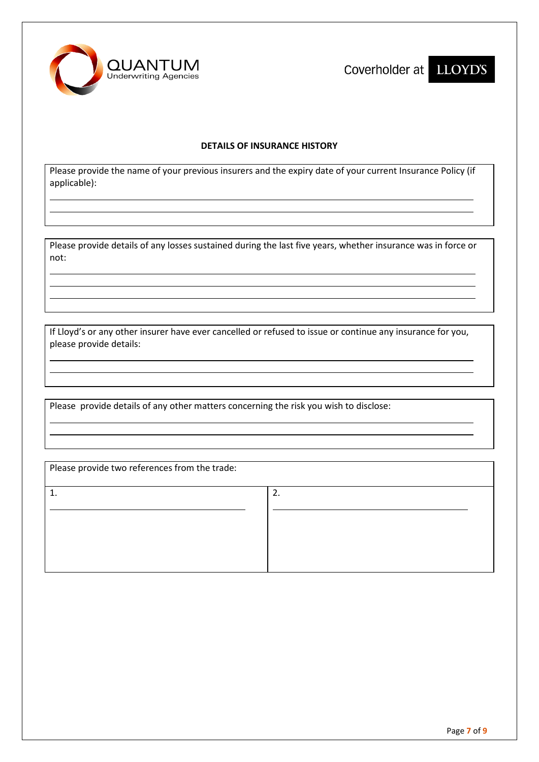QUANTUM Underwriting Agencies

Coverholder at LLOYD'S

## DETAILS OF INSURANCE HISTORY

Please provide the name of your previous insurers and the expiry date of your current Insurance Policy (if applicable):

Please provide details of any losses sustained during the last five years, whether insurance was in force or not:

If Lloyd's or any other insurer have ever cancelled or refused to issue or continue any insurance for you, please provide details:

Please provide details of any other matters concerning the risk you wish to disclose:

| Please provide two references from the trade: | |
|---|---|
| 1. | 2. |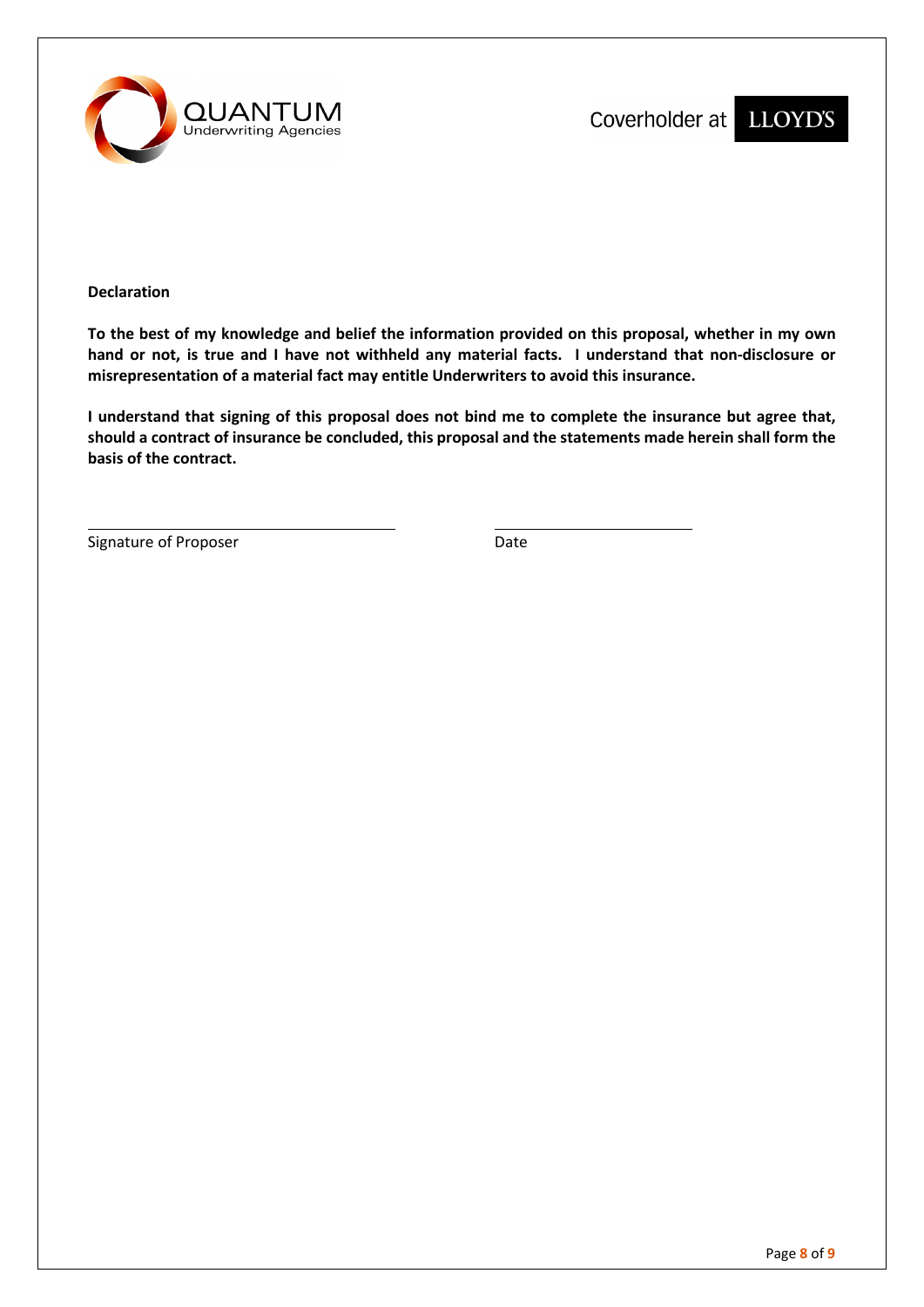**Declaration**

**To the best of my knowledge and belief the information provided on this proposal, whether in my own hand or not, is true and I have not withheld any material facts. I understand that non-disclosure or misrepresentation of a material fact may entitle Underwriters to avoid this insurance.**

**I understand that signing of this proposal does not bind me to complete the insurance but agree that, should a contract of insurance be concluded, this proposal and the statements made herein shall form the basis of the contract.**

\_\_\_\_\_\_\_\_\_\_\_\_\_\_\_\_\_\_\_\_\_\_\_\_\_\_\_\_\_\_\_\_ \_\_\_\_\_\_\_\_\_\_\_\_\_\_\_\_\_\_\_\_\_\_\_\_

Signature of Proposer Date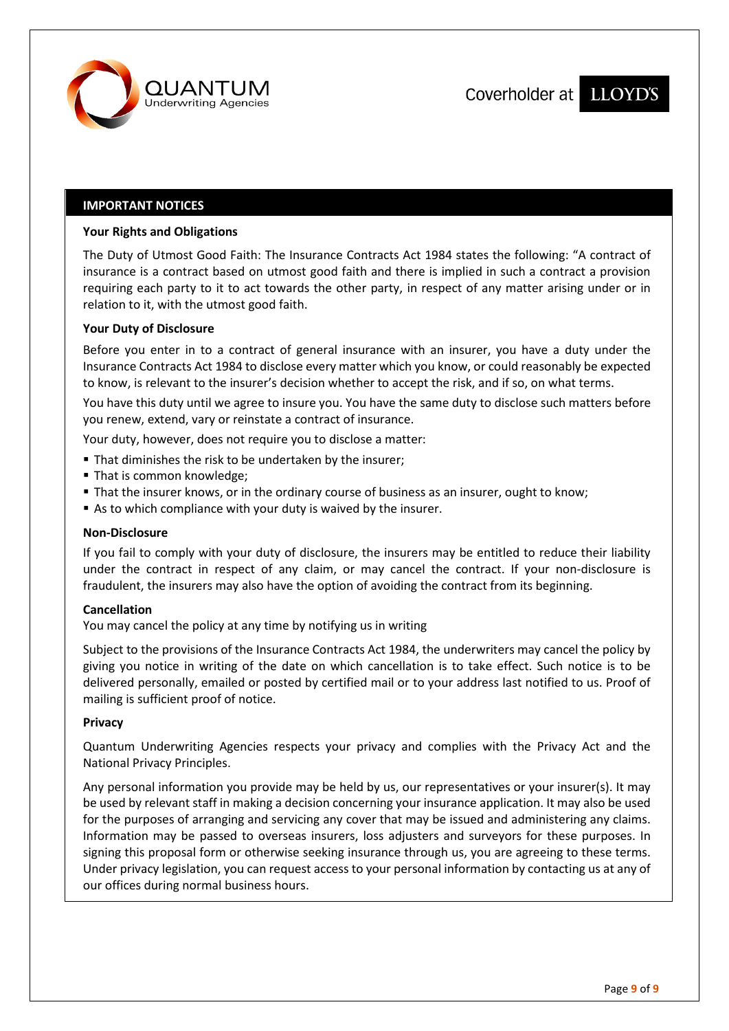QUANTUM Underwriting Agencies

Coverholder at LLOYD'S

## IMPORTANT NOTICES

### Your Rights and Obligations

The Duty of Utmost Good Faith: The Insurance Contracts Act 1984 states the following: "A contract of insurance is a contract based on utmost good faith and there is implied in such a contract a provision requiring each party to it to act towards the other party, in respect of any matter arising under or in relation to it, with the utmost good faith.

### Your Duty of Disclosure

Before you enter in to a contract of general insurance with an insurer, you have a duty under the Insurance Contracts Act 1984 to disclose every matter which you know, or could reasonably be expected to know, is relevant to the insurer's decision whether to accept the risk, and if so, on what terms.

You have this duty until we agree to insure you. You have the same duty to disclose such matters before you renew, extend, vary or reinstate a contract of insurance.

Your duty, however, does not require you to disclose a matter:

- That diminishes the risk to be undertaken by the insurer;
- That is common knowledge;
- That the insurer knows, or in the ordinary course of business as an insurer, ought to know;
- As to which compliance with your duty is waived by the insurer.

### Non-Disclosure

If you fail to comply with your duty of disclosure, the insurers may be entitled to reduce their liability under the contract in respect of any claim, or may cancel the contract. If your non-disclosure is fraudulent, the insurers may also have the option of avoiding the contract from its beginning.

### Cancellation

You may cancel the policy at any time by notifying us in writing

Subject to the provisions of the Insurance Contracts Act 1984, the underwriters may cancel the policy by giving you notice in writing of the date on which cancellation is to take effect. Such notice is to be delivered personally, emailed or posted by certified mail or to your address last notified to us. Proof of mailing is sufficient proof of notice.

### Privacy

Quantum Underwriting Agencies respects your privacy and complies with the Privacy Act and the National Privacy Principles.

Any personal information you provide may be held by us, our representatives or your insurer(s). It may be used by relevant staff in making a decision concerning your insurance application. It may also be used for the purposes of arranging and servicing any cover that may be issued and administering any claims. Information may be passed to overseas insurers, loss adjusters and surveyors for these purposes. In signing this proposal form or otherwise seeking insurance through us, you are agreeing to these terms. Under privacy legislation, you can request access to your personal information by contacting us at any of our offices during normal business hours.